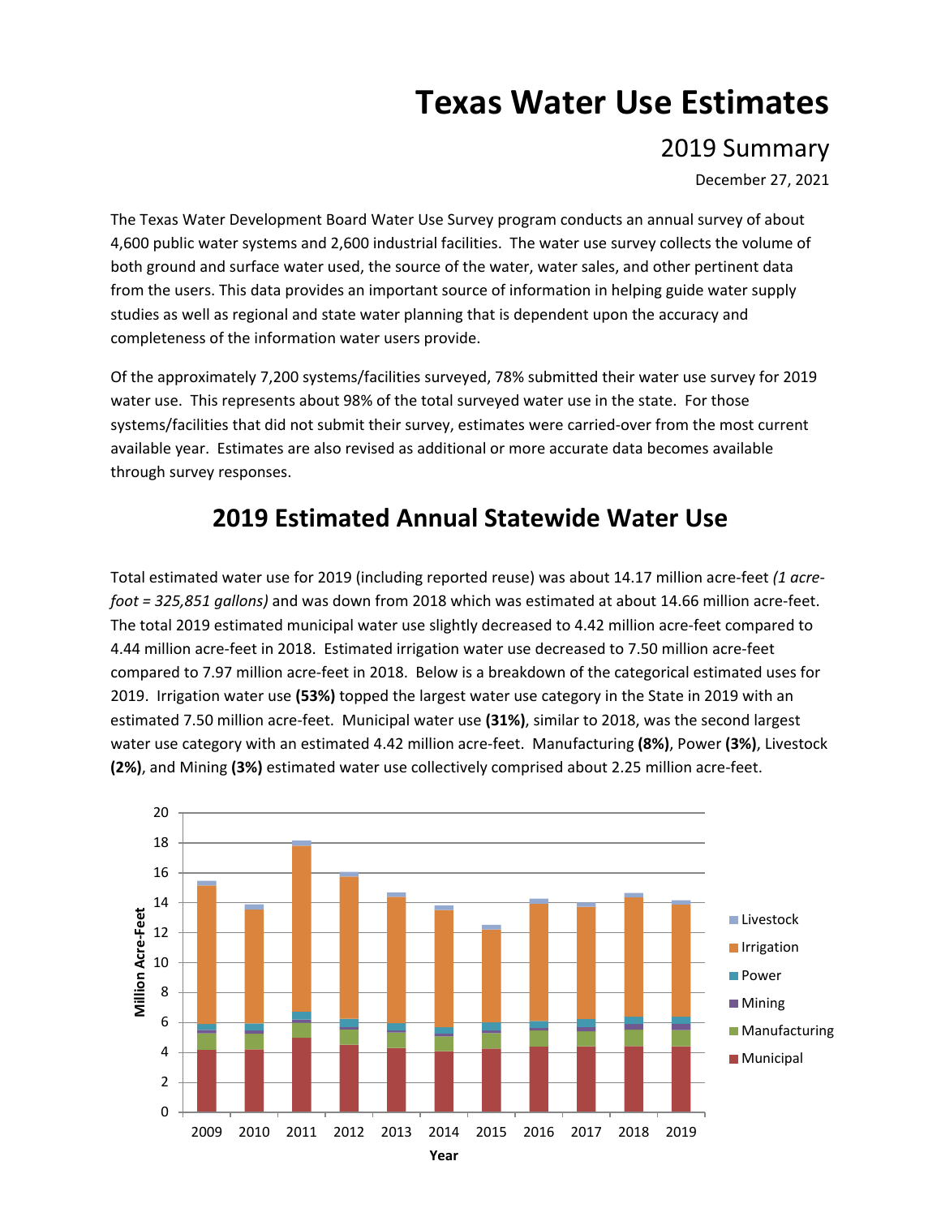# Texas Water Use Estimates

## 2019 Summary

December 27, 2021

The Texas Water Development Board Water Use Survey program conducts an annual survey of about 4,600 public water systems and 2,600 industrial facilities. The water use survey collects the volume of both ground and surface water used, the source of the water, water sales, and other pertinent data from the users. This data provides an important source of information in helping guide water supply studies as well as regional and state water planning that is dependent upon the accuracy and completeness of the information water users provide.

Of the approximately 7,200 systems/facilities surveyed, 78% submitted their water use survey for 2019 water use. This represents about 98% of the total surveyed water use in the state. For those systems/facilities that did not submit their survey, estimates were carried-over from the most current available year. Estimates are also revised as additional or more accurate data becomes available through survey responses.

## 2019 Estimated Annual Statewide Water Use

Total estimated water use for 2019 (including reported reuse) was about 14.17 million acre-feet *(1 acre-foot = 325,851 gallons)* and was down from 2018 which was estimated at about 14.66 million acre-feet. The total 2019 estimated municipal water use slightly decreased to 4.42 million acre-feet compared to 4.44 million acre-feet in 2018. Estimated irrigation water use decreased to 7.50 million acre-feet compared to 7.97 million acre-feet in 2018. Below is a breakdown of the categorical estimated uses for 2019. Irrigation water use **(53%)** topped the largest water use category in the State in 2019 with an estimated 7.50 million acre-feet. Municipal water use **(31%)**, similar to 2018, was the second largest water use category with an estimated 4.42 million acre-feet. Manufacturing **(8%)**, Power **(3%)**, Livestock **(2%)**, and Mining **(3%)** estimated water use collectively comprised about 2.25 million acre-feet.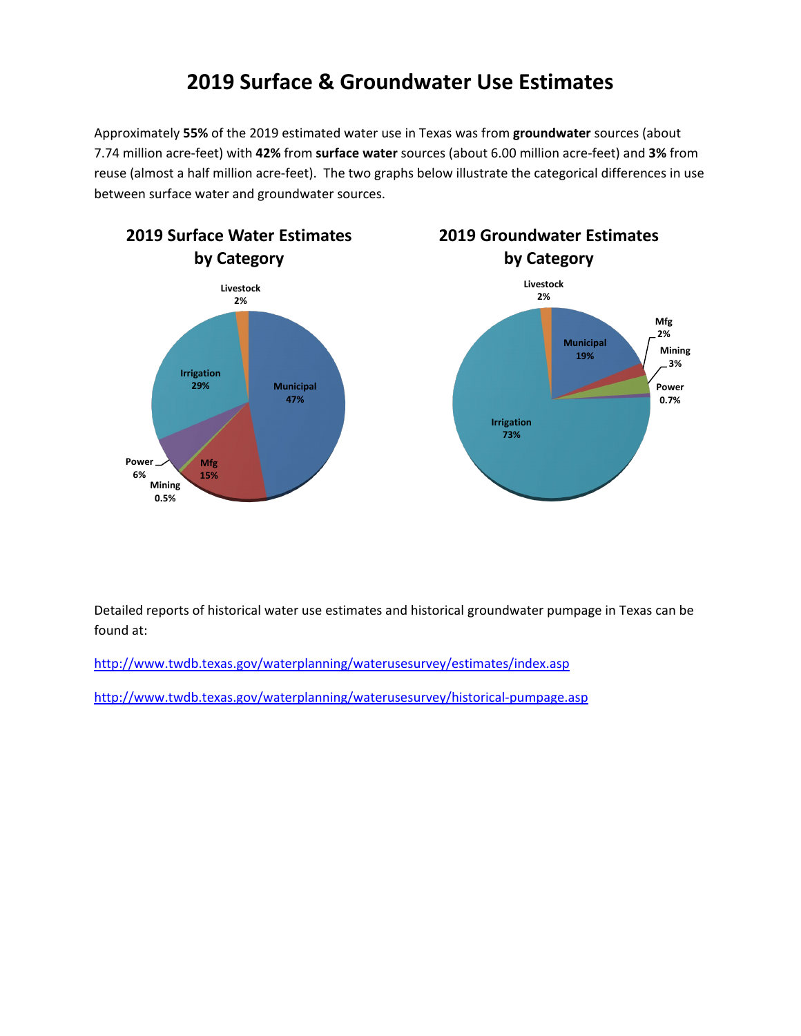# 2019 Surface & Groundwater Use Estimates

Approximately **55%** of the 2019 estimated water use in Texas was from **groundwater** sources (about 7.74 million acre-feet) with **42%** from **surface water** sources (about 6.00 million acre-feet) and **3%** from reuse (almost a half million acre-feet). The two graphs below illustrate the categorical differences in use between surface water and groundwater sources.

## 2019 Surface Water Estimates by Category

Livestock 2%

Municipal 47%

Mfg 15%

Mining 0.5%

Power 6%

Irrigation 29%

## 2019 Groundwater Estimates by Category

Livestock 2%

Municipal 19%

Mfg 2%

Mining 3%

Power 0.7%

Irrigation 73%

Detailed reports of historical water use estimates and historical groundwater pumpage in Texas can be found at:

http://www.twdb.texas.gov/waterplanning/waterusesurvey/estimates/index.asp

http://www.twdb.texas.gov/waterplanning/waterusesurvey/historical-pumpage.asp